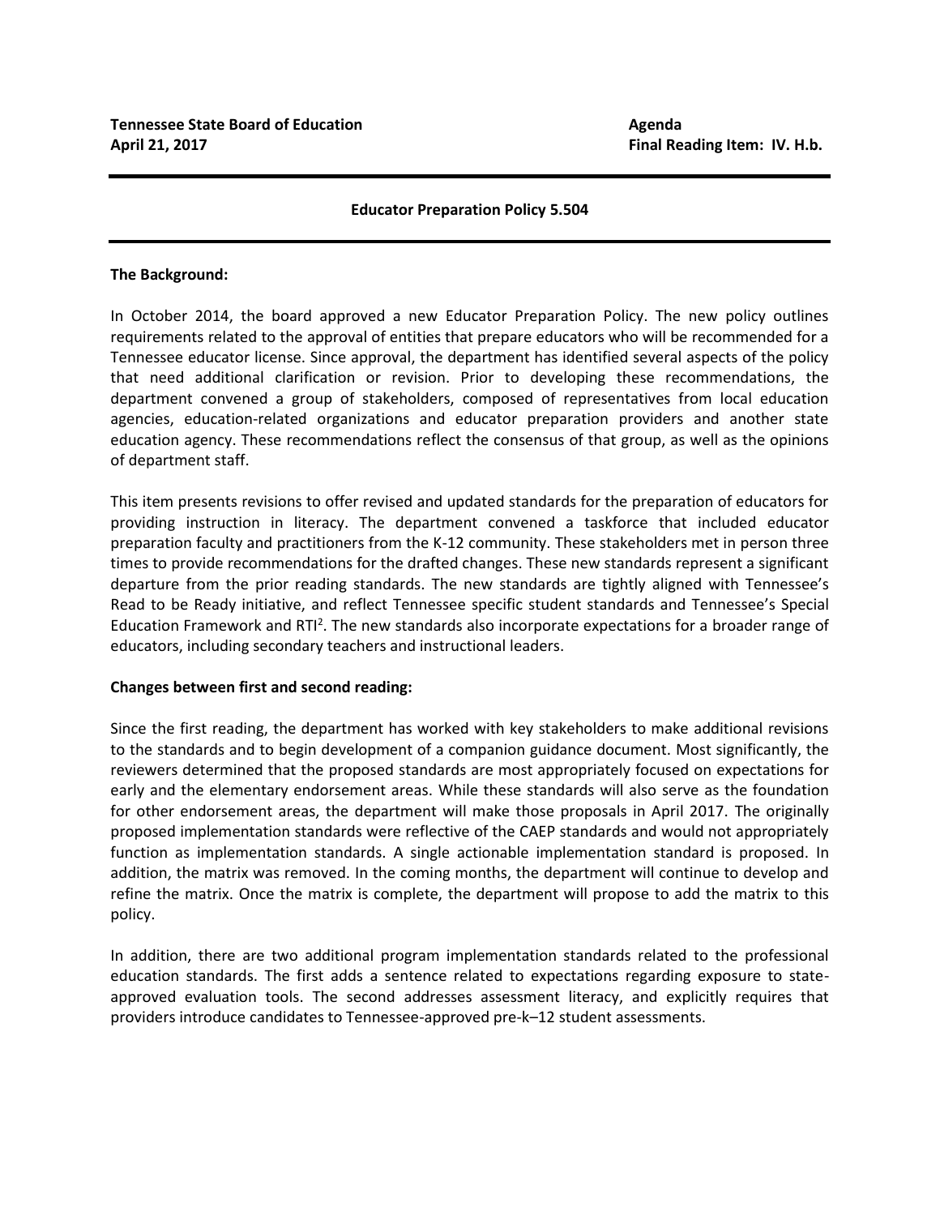**Tennessee State Board of Education**
**April 21, 2017**

**Agenda**
**Final Reading Item: IV. H.b.**

---

**Educator Preparation Policy 5.504**

---

**The Background:**

In October 2014, the board approved a new Educator Preparation Policy. The new policy outlines requirements related to the approval of entities that prepare educators who will be recommended for a Tennessee educator license. Since approval, the department has identified several aspects of the policy that need additional clarification or revision. Prior to developing these recommendations, the department convened a group of stakeholders, composed of representatives from local education agencies, education-related organizations and educator preparation providers and another state education agency. These recommendations reflect the consensus of that group, as well as the opinions of department staff.

This item presents revisions to offer revised and updated standards for the preparation of educators for providing instruction in literacy. The department convened a taskforce that included educator preparation faculty and practitioners from the K-12 community. These stakeholders met in person three times to provide recommendations for the drafted changes. These new standards represent a significant departure from the prior reading standards. The new standards are tightly aligned with Tennessee's Read to be Ready initiative, and reflect Tennessee specific student standards and Tennessee's Special Education Framework and RTI[2]. The new standards also incorporate expectations for a broader range of educators, including secondary teachers and instructional leaders.

**Changes between first and second reading:**

Since the first reading, the department has worked with key stakeholders to make additional revisions to the standards and to begin development of a companion guidance document. Most significantly, the reviewers determined that the proposed standards are most appropriately focused on expectations for early and the elementary endorsement areas. While these standards will also serve as the foundation for other endorsement areas, the department will make those proposals in April 2017. The originally proposed implementation standards were reflective of the CAEP standards and would not appropriately function as implementation standards. A single actionable implementation standard is proposed. In addition, the matrix was removed. In the coming months, the department will continue to develop and refine the matrix. Once the matrix is complete, the department will propose to add the matrix to this policy.

In addition, there are two additional program implementation standards related to the professional education standards. The first adds a sentence related to expectations regarding exposure to state-approved evaluation tools. The second addresses assessment literacy, and explicitly requires that providers introduce candidates to Tennessee-approved pre-k–12 student assessments.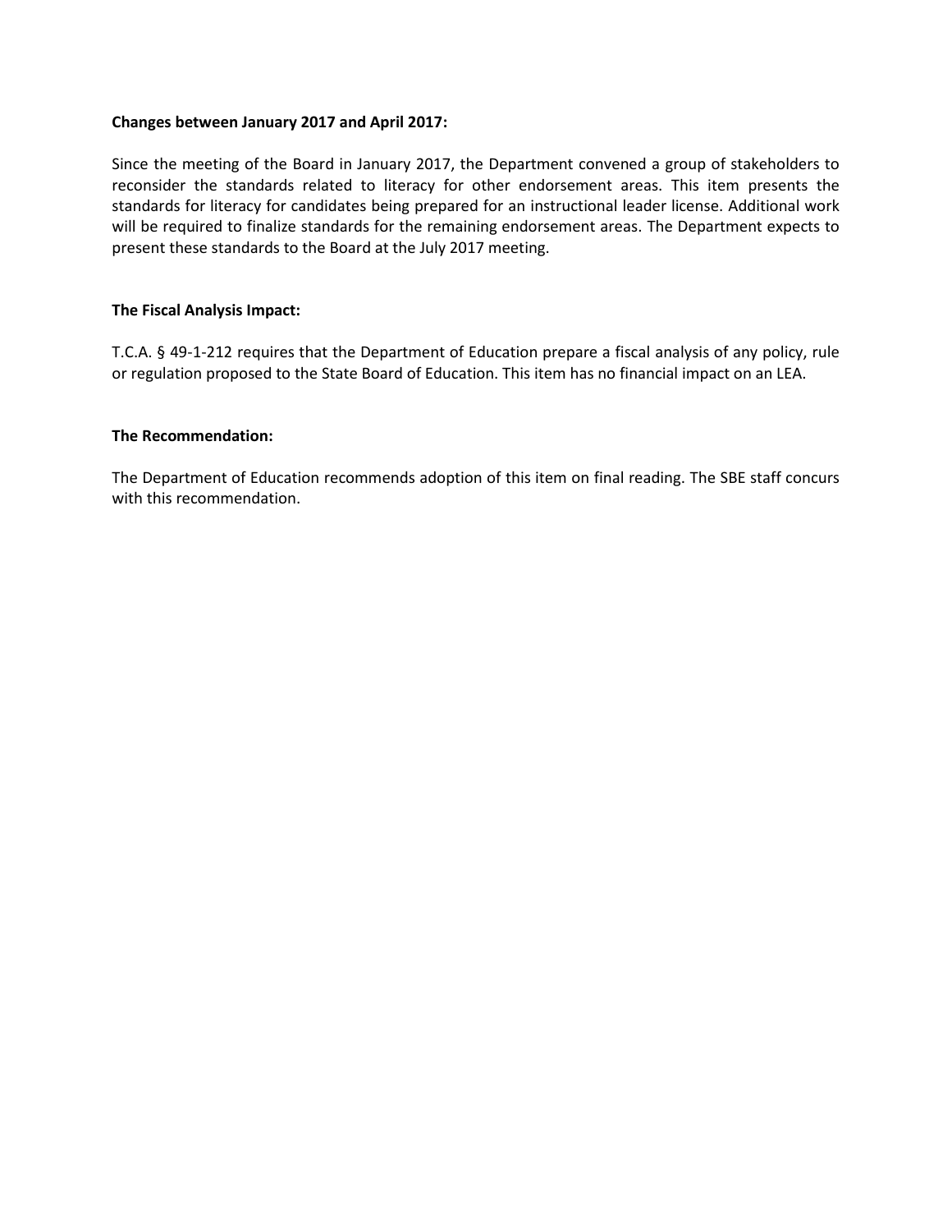**Changes between January 2017 and April 2017:**

Since the meeting of the Board in January 2017, the Department convened a group of stakeholders to reconsider the standards related to literacy for other endorsement areas. This item presents the standards for literacy for candidates being prepared for an instructional leader license. Additional work will be required to finalize standards for the remaining endorsement areas. The Department expects to present these standards to the Board at the July 2017 meeting.

**The Fiscal Analysis Impact:**

T.C.A. § 49-1-212 requires that the Department of Education prepare a fiscal analysis of any policy, rule or regulation proposed to the State Board of Education. This item has no financial impact on an LEA.

**The Recommendation:**

The Department of Education recommends adoption of this item on final reading. The SBE staff concurs with this recommendation.